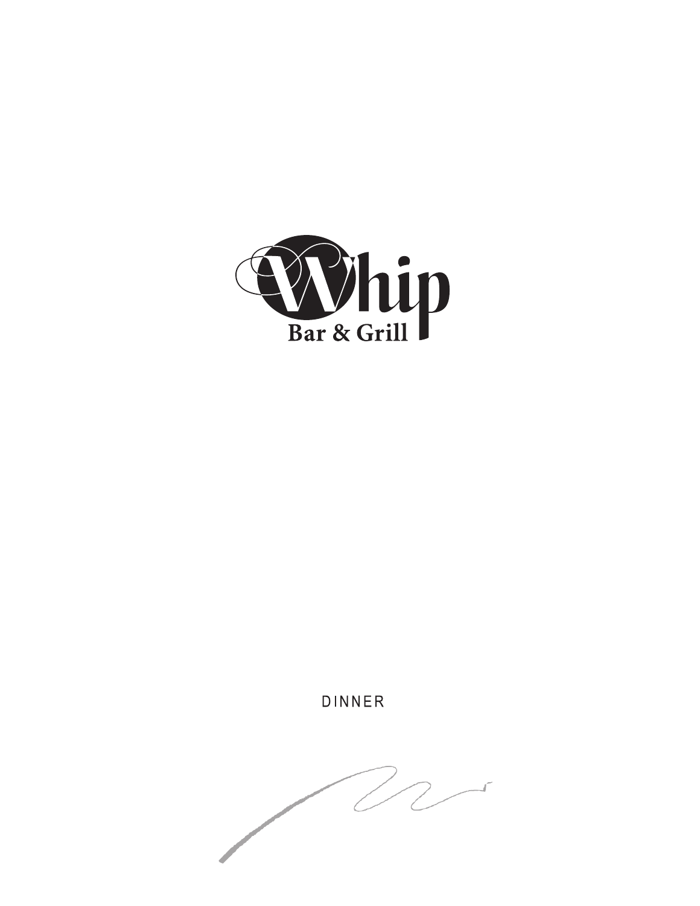# Whip

## Bar & Grill

DINNER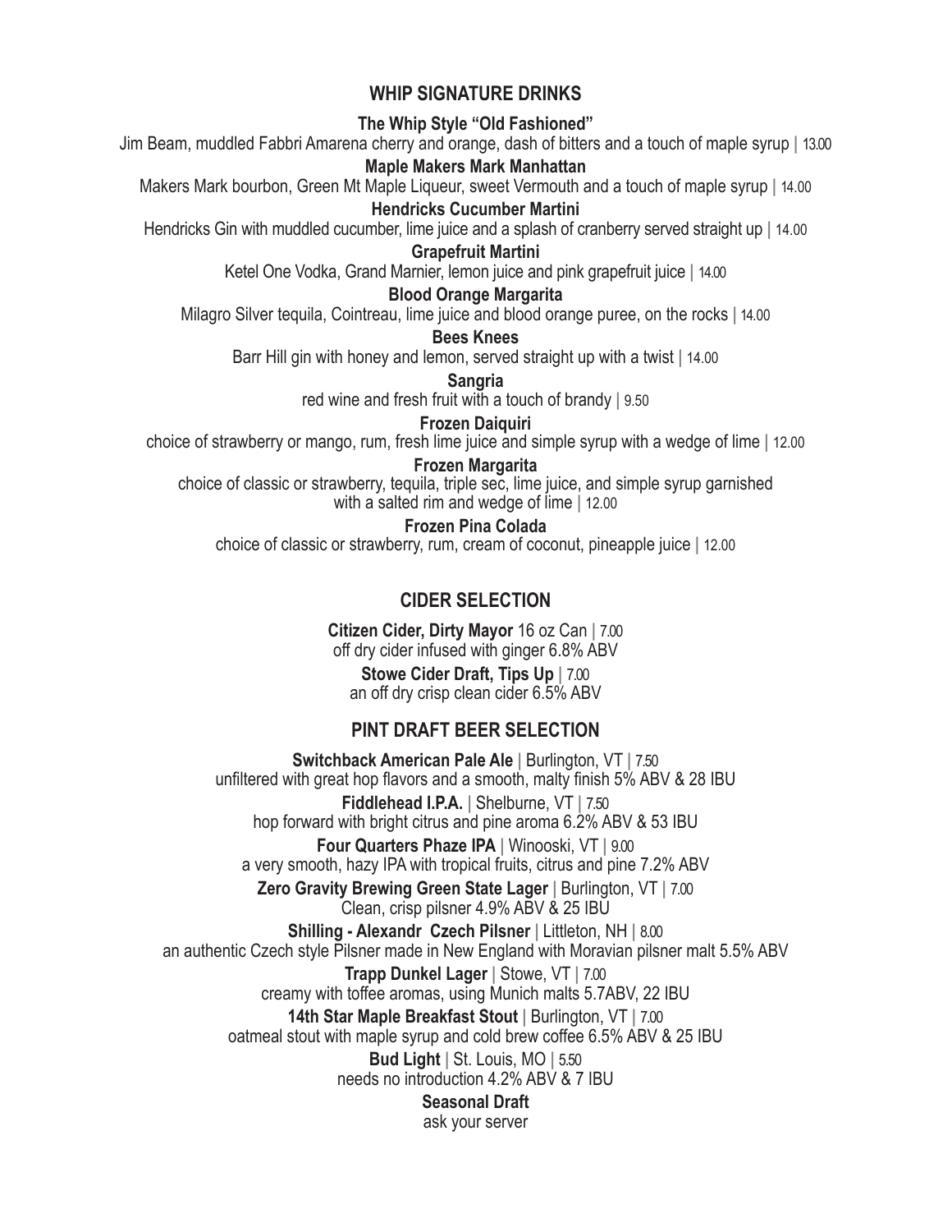## WHIP SIGNATURE DRINKS

**The Whip Style "Old Fashioned"**
Jim Beam, muddled Fabbri Amarena cherry and orange, dash of bitters and a touch of maple syrup | 13.00

**Maple Makers Mark Manhattan**
Makers Mark bourbon, Green Mt Maple Liqueur, sweet Vermouth and a touch of maple syrup | 14.00

**Hendricks Cucumber Martini**
Hendricks Gin with muddled cucumber, lime juice and a splash of cranberry served straight up | 14.00

**Grapefruit Martini**
Ketel One Vodka, Grand Marnier, lemon juice and pink grapefruit juice | 14.00

**Blood Orange Margarita**
Milagro Silver tequila, Cointreau, lime juice and blood orange puree, on the rocks | 14.00

**Bees Knees**
Barr Hill gin with honey and lemon, served straight up with a twist | 14.00

**Sangria**
red wine and fresh fruit with a touch of brandy | 9.50

**Frozen Daiquiri**
choice of strawberry or mango, rum, fresh lime juice and simple syrup with a wedge of lime | 12.00

**Frozen Margarita**
choice of classic or strawberry, tequila, triple sec, lime juice, and simple syrup garnished with a salted rim and wedge of lime | 12.00

**Frozen Pina Colada**
choice of classic or strawberry, rum, cream of coconut, pineapple juice | 12.00

## CIDER SELECTION

**Citizen Cider, Dirty Mayor** 16 oz Can | 7.00
off dry cider infused with ginger 6.8% ABV

**Stowe Cider Draft, Tips Up** | 7.00
an off dry crisp clean cider 6.5% ABV

## PINT DRAFT BEER SELECTION

**Switchback American Pale Ale** | Burlington, VT | 7.50
unfiltered with great hop flavors and a smooth, malty finish 5% ABV & 28 IBU

**Fiddlehead I.P.A.** | Shelburne, VT | 7.50
hop forward with bright citrus and pine aroma 6.2% ABV & 53 IBU

**Four Quarters Phaze IPA** | Winooski, VT | 9.00
a very smooth, hazy IPA with tropical fruits, citrus and pine 7.2% ABV

**Zero Gravity Brewing Green State Lager** | Burlington, VT | 7.00
Clean, crisp pilsner 4.9% ABV & 25 IBU

**Shilling - Alexandr Czech Pilsner** | Littleton, NH | 8.00
an authentic Czech style Pilsner made in New England with Moravian pilsner malt 5.5% ABV

**Trapp Dunkel Lager** | Stowe, VT | 7.00
creamy with toffee aromas, using Munich malts 5.7ABV, 22 IBU

**14th Star Maple Breakfast Stout** | Burlington, VT | 7.00
oatmeal stout with maple syrup and cold brew coffee 6.5% ABV & 25 IBU

**Bud Light** | St. Louis, MO | 5.50
needs no introduction 4.2% ABV & 7 IBU

**Seasonal Draft**
ask your server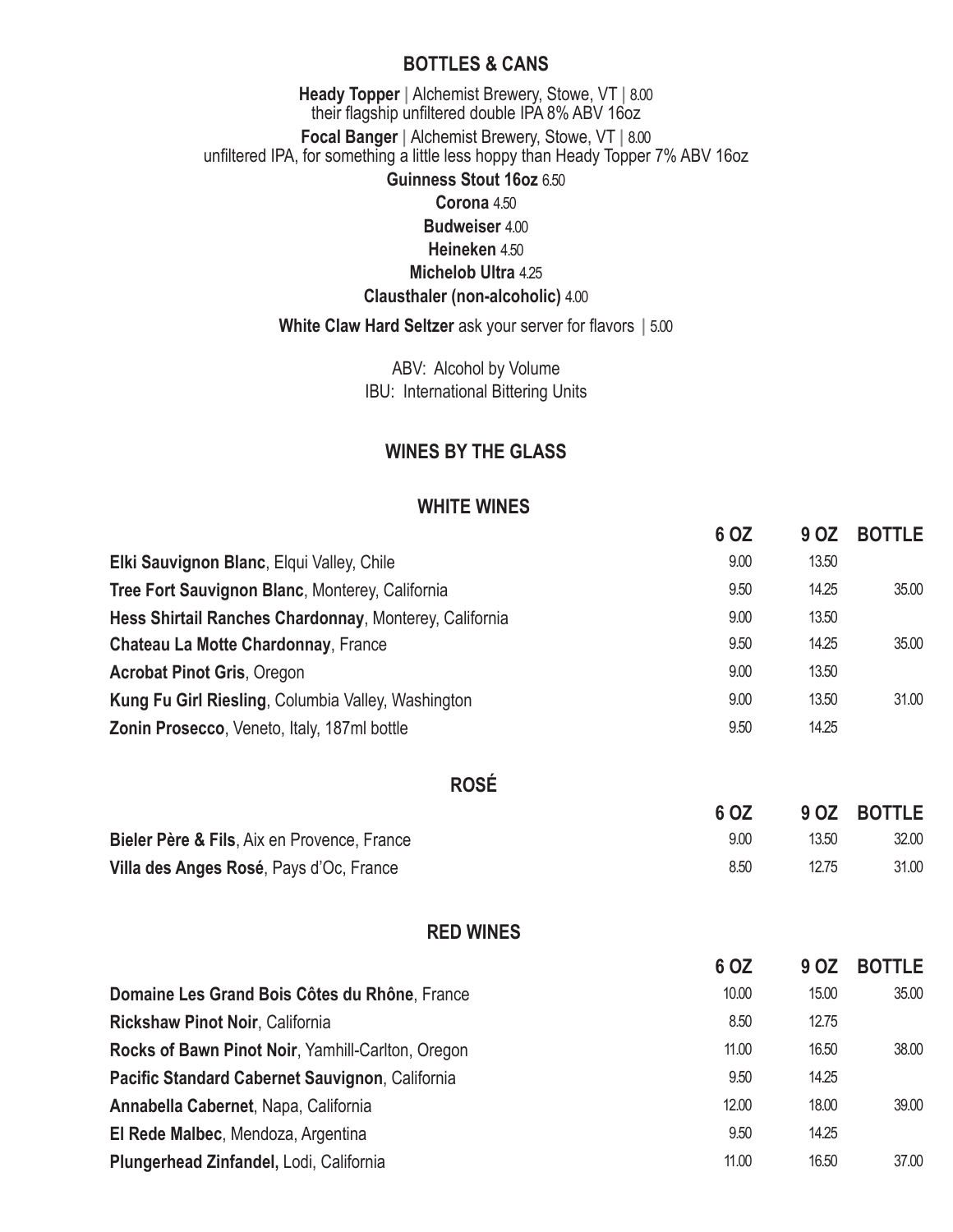## BOTTLES & CANS

**Heady Topper** | Alchemist Brewery, Stowe, VT | 8.00
their flagship unfiltered double IPA 8% ABV 16oz

**Focal Banger** | Alchemist Brewery, Stowe, VT | 8.00
unfiltered IPA, for something a little less hoppy than Heady Topper 7% ABV 16oz

**Guinness Stout 16oz** 6.50

**Corona** 4.50

**Budweiser** 4.00

**Heineken** 4.50

**Michelob Ultra** 4.25

**Clausthaler (non-alcoholic)** 4.00

**White Claw Hard Seltzer** ask your server for flavors | 5.00

ABV: Alcohol by Volume
IBU: International Bittering Units

## WINES BY THE GLASS

### WHITE WINES

| | 6 OZ | 9 OZ | BOTTLE |
|---|---|---|---|
| **Elki Sauvignon Blanc**, Elqui Valley, Chile | 9.00 | 13.50 | |
| **Tree Fort Sauvignon Blanc**, Monterey, California | 9.50 | 14.25 | 35.00 |
| **Hess Shirtail Ranches Chardonnay**, Monterey, California | 9.00 | 13.50 | |
| **Chateau La Motte Chardonnay**, France | 9.50 | 14.25 | 35.00 |
| **Acrobat Pinot Gris**, Oregon | 9.00 | 13.50 | |
| **Kung Fu Girl Riesling**, Columbia Valley, Washington | 9.00 | 13.50 | 31.00 |
| **Zonin Prosecco**, Veneto, Italy, 187ml bottle | 9.50 | 14.25 | |

### ROSÉ

| | 6 OZ | 9 OZ | BOTTLE |
|---|---|---|---|
| **Bieler Père & Fils**, Aix en Provence, France | 9.00 | 13.50 | 32.00 |
| **Villa des Anges Rosé**, Pays d'Oc, France | 8.50 | 12.75 | 31.00 |

### RED WINES

| | 6 OZ | 9 OZ | BOTTLE |
|---|---|---|---|
| **Domaine Les Grand Bois Côtes du Rhône**, France | 10.00 | 15.00 | 35.00 |
| **Rickshaw Pinot Noir**, California | 8.50 | 12.75 | |
| **Rocks of Bawn Pinot Noir**, Yamhill-Carlton, Oregon | 11.00 | 16.50 | 38.00 |
| **Pacific Standard Cabernet Sauvignon**, California | 9.50 | 14.25 | |
| **Annabella Cabernet**, Napa, California | 12.00 | 18.00 | 39.00 |
| **El Rede Malbec**, Mendoza, Argentina | 9.50 | 14.25 | |
| **Plungerhead Zinfandel,** Lodi, California | 11.00 | 16.50 | 37.00 |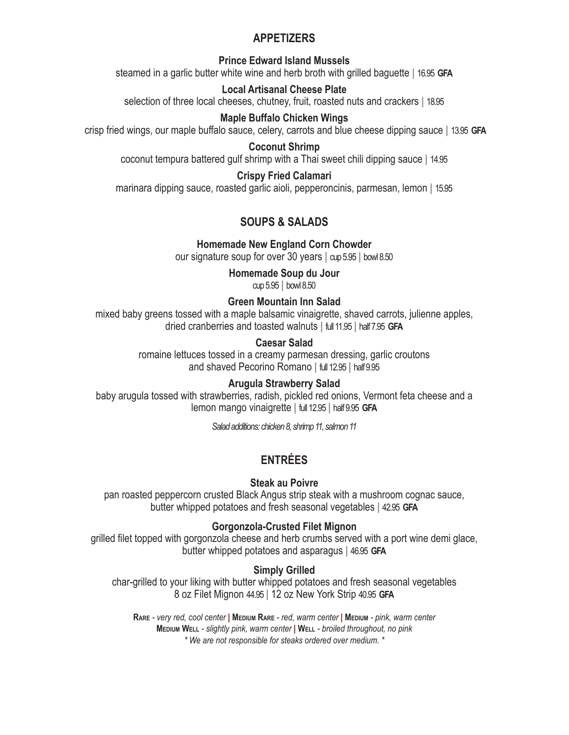## APPETIZERS

**Prince Edward Island Mussels**
steamed in a garlic butter white wine and herb broth with grilled baguette | 16.95 **GFA**

**Local Artisanal Cheese Plate**
selection of three local cheeses, chutney, fruit, roasted nuts and crackers | 18.95

**Maple Buffalo Chicken Wings**
crisp fried wings, our maple buffalo sauce, celery, carrots and blue cheese dipping sauce | 13.95 **GFA**

**Coconut Shrimp**
coconut tempura battered gulf shrimp with a Thai sweet chili dipping sauce | 14.95

**Crispy Fried Calamari**
marinara dipping sauce, roasted garlic aioli, pepperoncinis, parmesan, lemon | 15.95

## SOUPS & SALADS

**Homemade New England Corn Chowder**
our signature soup for over 30 years | cup 5.95 | bowl 8.50

**Homemade Soup du Jour**
cup 5.95 | bowl 8.50

**Green Mountain Inn Salad**
mixed baby greens tossed with a maple balsamic vinaigrette, shaved carrots, julienne apples, dried cranberries and toasted walnuts | full 11.95 | half 7.95 **GFA**

**Caesar Salad**
romaine lettuces tossed in a creamy parmesan dressing, garlic croutons and shaved Pecorino Romano | full 12.95 | half 9.95

**Arugula Strawberry Salad**
baby arugula tossed with strawberries, radish, pickled red onions, Vermont feta cheese and a lemon mango vinaigrette | full 12.95 | half 9.95 **GFA**

*Salad additions: chicken 8, shrimp 11, salmon 11*

## ENTRÉES

**Steak au Poivre**
pan roasted peppercorn crusted Black Angus strip steak with a mushroom cognac sauce, butter whipped potatoes and fresh seasonal vegetables | 42.95 **GFA**

**Gorgonzola-Crusted Filet Mignon**
grilled filet topped with gorgonzola cheese and herb crumbs served with a port wine demi glace, butter whipped potatoes and asparagus | 46.95 **GFA**

**Simply Grilled**
char-grilled to your liking with butter whipped potatoes and fresh seasonal vegetables
8 oz Filet Mignon 44.95 | 12 oz New York Strip 40.95 **GFA**

**Rare** - *very red, cool center* | **Medium Rare** - *red, warm center* | **Medium** - *pink, warm center*
**Medium Well** - *slightly pink, warm center* | **Well** - *broiled throughout, no pink*
*\* We are not responsible for steaks ordered over medium. \**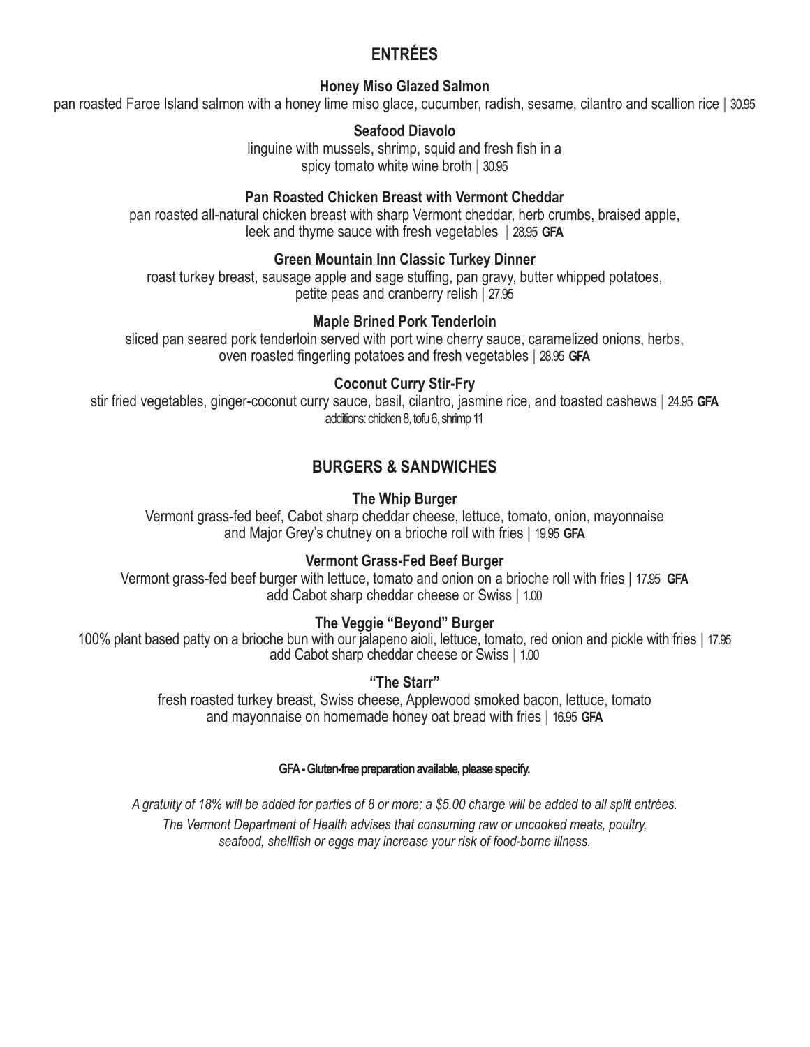## ENTRÉES

### Honey Miso Glazed Salmon

pan roasted Faroe Island salmon with a honey lime miso glace, cucumber, radish, sesame, cilantro and scallion rice | 30.95

### Seafood Diavolo

linguine with mussels, shrimp, squid and fresh fish in a spicy tomato white wine broth | 30.95

### Pan Roasted Chicken Breast with Vermont Cheddar

pan roasted all-natural chicken breast with sharp Vermont cheddar, herb crumbs, braised apple, leek and thyme sauce with fresh vegetables | 28.95 **GFA**

### Green Mountain Inn Classic Turkey Dinner

roast turkey breast, sausage apple and sage stuffing, pan gravy, butter whipped potatoes, petite peas and cranberry relish | 27.95

### Maple Brined Pork Tenderloin

sliced pan seared pork tenderloin served with port wine cherry sauce, caramelized onions, herbs, oven roasted fingerling potatoes and fresh vegetables | 28.95 **GFA**

### Coconut Curry Stir-Fry

stir fried vegetables, ginger-coconut curry sauce, basil, cilantro, jasmine rice, and toasted cashews | 24.95 **GFA**

additions: chicken 8, tofu 6, shrimp 11

## BURGERS & SANDWICHES

### The Whip Burger

Vermont grass-fed beef, Cabot sharp cheddar cheese, lettuce, tomato, onion, mayonnaise and Major Grey's chutney on a brioche roll with fries | 19.95 **GFA**

### Vermont Grass-Fed Beef Burger

Vermont grass-fed beef burger with lettuce, tomato and onion on a brioche roll with fries | 17.95 **GFA**

add Cabot sharp cheddar cheese or Swiss | 1.00

### The Veggie "Beyond" Burger

100% plant based patty on a brioche bun with our jalapeno aioli, lettuce, tomato, red onion and pickle with fries | 17.95

add Cabot sharp cheddar cheese or Swiss | 1.00

### "The Starr"

fresh roasted turkey breast, Swiss cheese, Applewood smoked bacon, lettuce, tomato and mayonnaise on homemade honey oat bread with fries | 16.95 **GFA**

**GFA - Gluten-free preparation available, please specify.**

*A gratuity of 18% will be added for parties of 8 or more; a $5.00 charge will be added to all split entrées.*

*The Vermont Department of Health advises that consuming raw or uncooked meats, poultry, seafood, shellfish or eggs may increase your risk of food-borne illness.*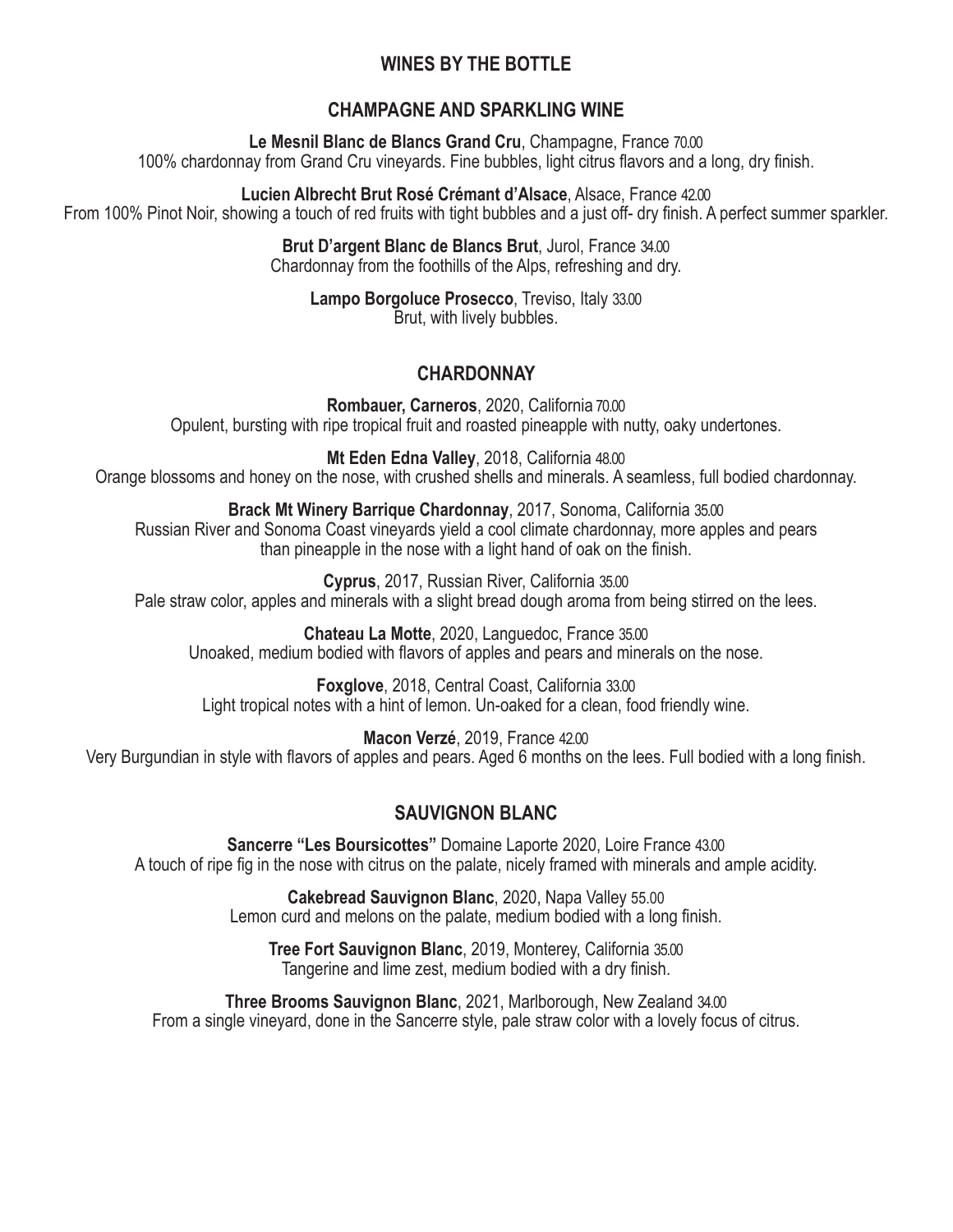# WINES BY THE BOTTLE

## CHAMPAGNE AND SPARKLING WINE

**Le Mesnil Blanc de Blancs Grand Cru**, Champagne, France 70.00
100% chardonnay from Grand Cru vineyards. Fine bubbles, light citrus flavors and a long, dry finish.

**Lucien Albrecht Brut Rosé Crémant d'Alsace**, Alsace, France 42.00
From 100% Pinot Noir, showing a touch of red fruits with tight bubbles and a just off- dry finish. A perfect summer sparkler.

**Brut D'argent Blanc de Blancs Brut**, Jurol, France 34.00
Chardonnay from the foothills of the Alps, refreshing and dry.

**Lampo Borgoluce Prosecco**, Treviso, Italy 33.00
Brut, with lively bubbles.

## CHARDONNAY

**Rombauer, Carneros**, 2020, California 70.00
Opulent, bursting with ripe tropical fruit and roasted pineapple with nutty, oaky undertones.

**Mt Eden Edna Valley**, 2018, California 48.00
Orange blossoms and honey on the nose, with crushed shells and minerals. A seamless, full bodied chardonnay.

**Brack Mt Winery Barrique Chardonnay**, 2017, Sonoma, California 35.00
Russian River and Sonoma Coast vineyards yield a cool climate chardonnay, more apples and pears than pineapple in the nose with a light hand of oak on the finish.

**Cyprus**, 2017, Russian River, California 35.00
Pale straw color, apples and minerals with a slight bread dough aroma from being stirred on the lees.

**Chateau La Motte**, 2020, Languedoc, France 35.00
Unoaked, medium bodied with flavors of apples and pears and minerals on the nose.

**Foxglove**, 2018, Central Coast, California 33.00
Light tropical notes with a hint of lemon. Un-oaked for a clean, food friendly wine.

**Macon Verzé**, 2019, France 42.00
Very Burgundian in style with flavors of apples and pears. Aged 6 months on the lees. Full bodied with a long finish.

## SAUVIGNON BLANC

**Sancerre "Les Boursicottes"** Domaine Laporte 2020, Loire France 43.00
A touch of ripe fig in the nose with citrus on the palate, nicely framed with minerals and ample acidity.

**Cakebread Sauvignon Blanc**, 2020, Napa Valley 55.00
Lemon curd and melons on the palate, medium bodied with a long finish.

**Tree Fort Sauvignon Blanc**, 2019, Monterey, California 35.00
Tangerine and lime zest, medium bodied with a dry finish.

**Three Brooms Sauvignon Blanc**, 2021, Marlborough, New Zealand 34.00
From a single vineyard, done in the Sancerre style, pale straw color with a lovely focus of citrus.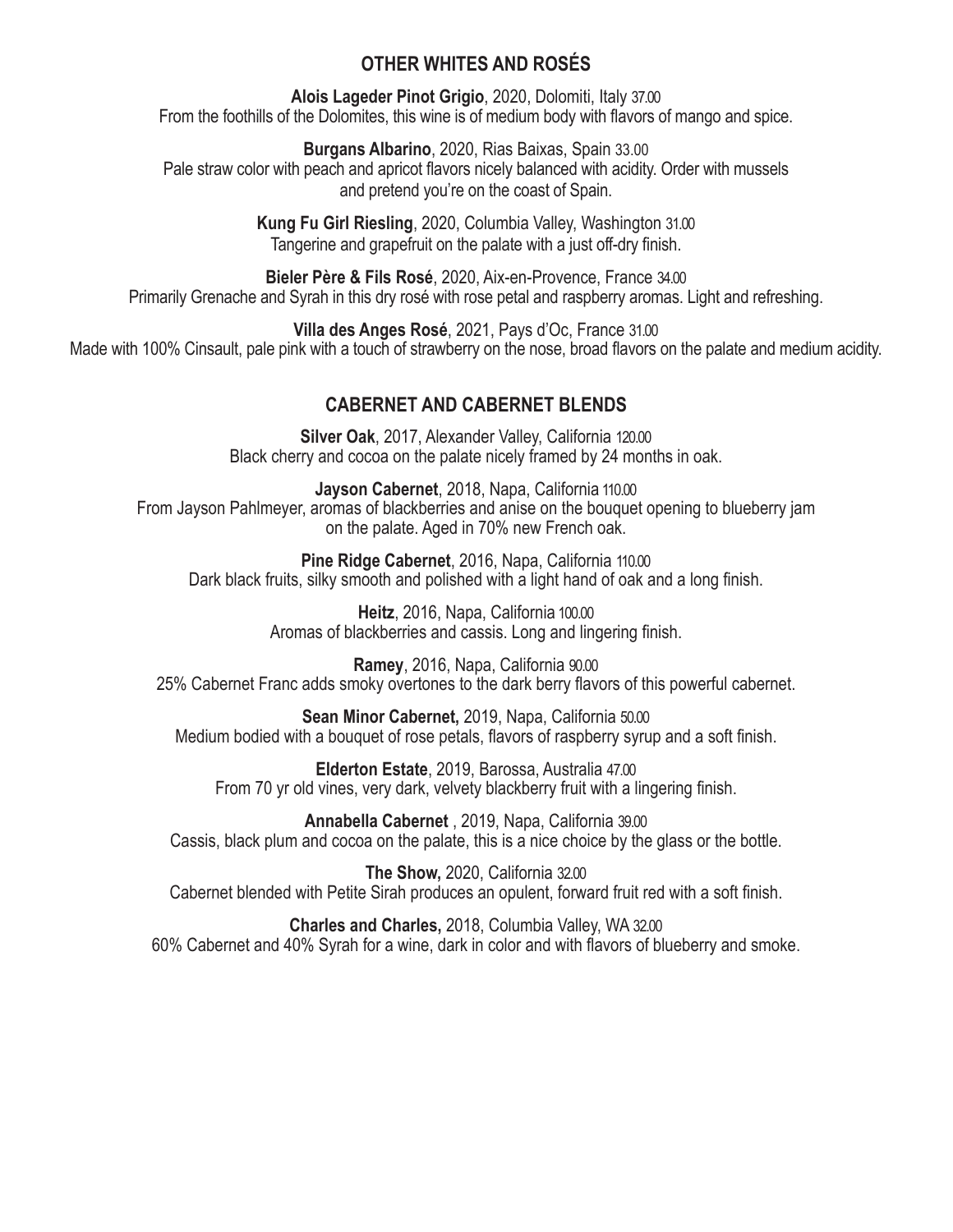## OTHER WHITES AND ROSÉS

**Alois Lageder Pinot Grigio**, 2020, Dolomiti, Italy 37.00
From the foothills of the Dolomites, this wine is of medium body with flavors of mango and spice.

**Burgans Albarino**, 2020, Rias Baixas, Spain 33.00
Pale straw color with peach and apricot flavors nicely balanced with acidity. Order with mussels and pretend you're on the coast of Spain.

**Kung Fu Girl Riesling**, 2020, Columbia Valley, Washington 31.00
Tangerine and grapefruit on the palate with a just off-dry finish.

**Bieler Père & Fils Rosé**, 2020, Aix-en-Provence, France 34.00
Primarily Grenache and Syrah in this dry rosé with rose petal and raspberry aromas. Light and refreshing.

**Villa des Anges Rosé**, 2021, Pays d'Oc, France 31.00
Made with 100% Cinsault, pale pink with a touch of strawberry on the nose, broad flavors on the palate and medium acidity.

## CABERNET AND CABERNET BLENDS

**Silver Oak**, 2017, Alexander Valley, California 120.00
Black cherry and cocoa on the palate nicely framed by 24 months in oak.

**Jayson Cabernet**, 2018, Napa, California 110.00
From Jayson Pahlmeyer, aromas of blackberries and anise on the bouquet opening to blueberry jam on the palate. Aged in 70% new French oak.

**Pine Ridge Cabernet**, 2016, Napa, California 110.00
Dark black fruits, silky smooth and polished with a light hand of oak and a long finish.

**Heitz**, 2016, Napa, California 100.00
Aromas of blackberries and cassis. Long and lingering finish.

**Ramey**, 2016, Napa, California 90.00
25% Cabernet Franc adds smoky overtones to the dark berry flavors of this powerful cabernet.

**Sean Minor Cabernet,** 2019, Napa, California 50.00
Medium bodied with a bouquet of rose petals, flavors of raspberry syrup and a soft finish.

**Elderton Estate**, 2019, Barossa, Australia 47.00
From 70 yr old vines, very dark, velvety blackberry fruit with a lingering finish.

**Annabella Cabernet** , 2019, Napa, California 39.00
Cassis, black plum and cocoa on the palate, this is a nice choice by the glass or the bottle.

**The Show,** 2020, California 32.00
Cabernet blended with Petite Sirah produces an opulent, forward fruit red with a soft finish.

**Charles and Charles,** 2018, Columbia Valley, WA 32.00
60% Cabernet and 40% Syrah for a wine, dark in color and with flavors of blueberry and smoke.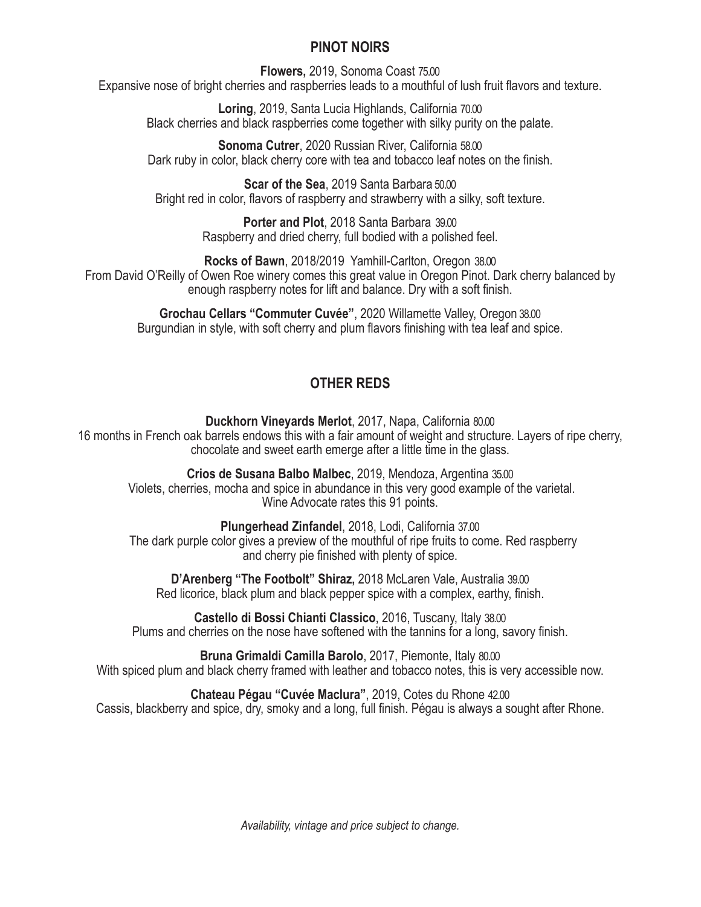## PINOT NOIRS

**Flowers,** 2019, Sonoma Coast 75.00
Expansive nose of bright cherries and raspberries leads to a mouthful of lush fruit flavors and texture.

**Loring**, 2019, Santa Lucia Highlands, California 70.00
Black cherries and black raspberries come together with silky purity on the palate.

**Sonoma Cutrer**, 2020 Russian River, California 58.00
Dark ruby in color, black cherry core with tea and tobacco leaf notes on the finish.

**Scar of the Sea**, 2019 Santa Barbara 50.00
Bright red in color, flavors of raspberry and strawberry with a silky, soft texture.

**Porter and Plot**, 2018 Santa Barbara 39.00
Raspberry and dried cherry, full bodied with a polished feel.

**Rocks of Bawn**, 2018/2019 Yamhill-Carlton, Oregon 38.00
From David O'Reilly of Owen Roe winery comes this great value in Oregon Pinot. Dark cherry balanced by enough raspberry notes for lift and balance. Dry with a soft finish.

**Grochau Cellars "Commuter Cuvée"**, 2020 Willamette Valley, Oregon 38.00
Burgundian in style, with soft cherry and plum flavors finishing with tea leaf and spice.

## OTHER REDS

**Duckhorn Vineyards Merlot**, 2017, Napa, California 80.00
16 months in French oak barrels endows this with a fair amount of weight and structure. Layers of ripe cherry, chocolate and sweet earth emerge after a little time in the glass.

**Crios de Susana Balbo Malbec**, 2019, Mendoza, Argentina 35.00
Violets, cherries, mocha and spice in abundance in this very good example of the varietal. Wine Advocate rates this 91 points.

**Plungerhead Zinfandel**, 2018, Lodi, California 37.00
The dark purple color gives a preview of the mouthful of ripe fruits to come. Red raspberry and cherry pie finished with plenty of spice.

**D'Arenberg "The Footbolt" Shiraz,** 2018 McLaren Vale, Australia 39.00
Red licorice, black plum and black pepper spice with a complex, earthy, finish.

**Castello di Bossi Chianti Classico**, 2016, Tuscany, Italy 38.00
Plums and cherries on the nose have softened with the tannins for a long, savory finish.

**Bruna Grimaldi Camilla Barolo**, 2017, Piemonte, Italy 80.00
With spiced plum and black cherry framed with leather and tobacco notes, this is very accessible now.

**Chateau Pégau "Cuvée Maclura"**, 2019, Cotes du Rhone 42.00
Cassis, blackberry and spice, dry, smoky and a long, full finish. Pégau is always a sought after Rhone.

*Availability, vintage and price subject to change.*